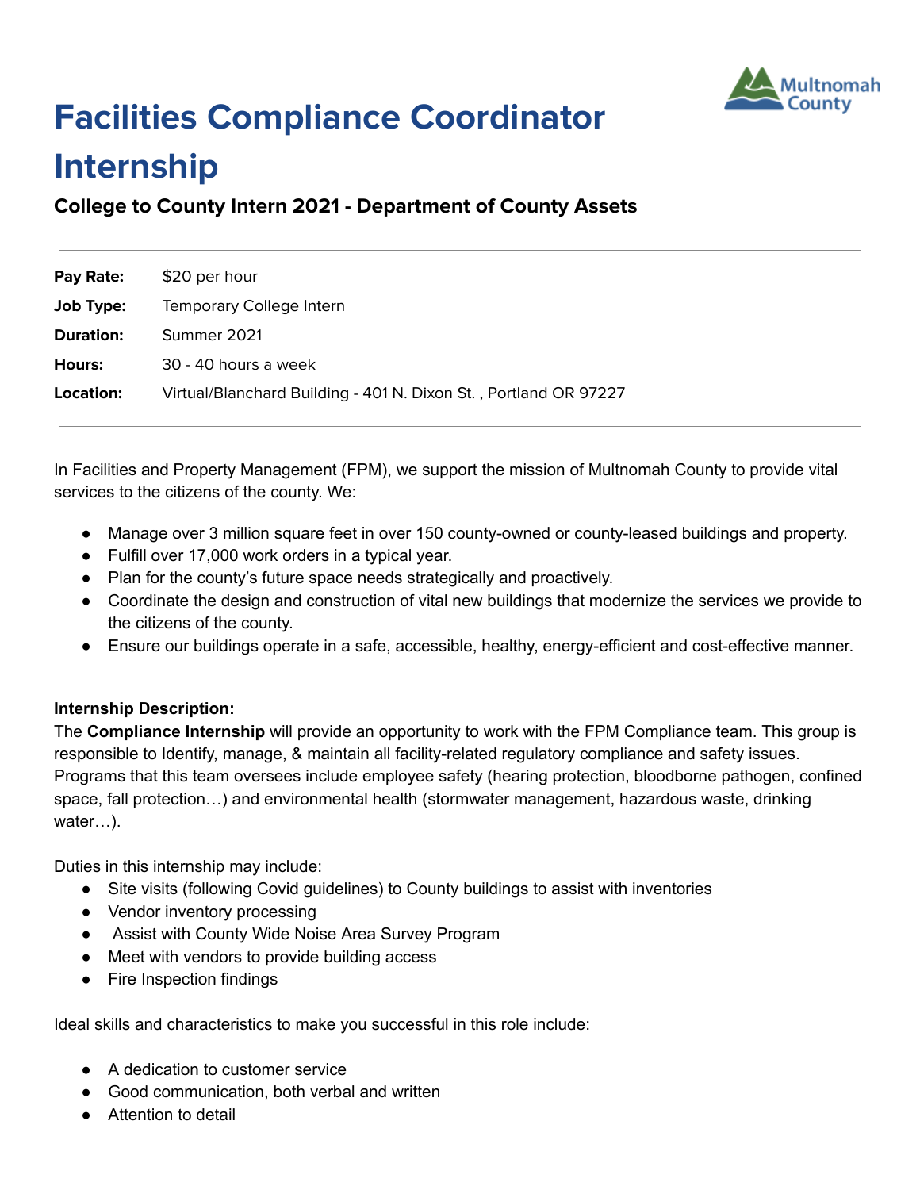# Facilities Compliance Coordinator Internship

### College to County Intern 2021 - Department of County Assets

| | |
|---|---|
| **Pay Rate:** | $20 per hour |
| **Job Type:** | Temporary College Intern |
| **Duration:** | Summer 2021 |
| **Hours:** | 30 - 40 hours a week |
| **Location:** | Virtual/Blanchard Building - 401 N. Dixon St. , Portland OR 97227 |

In Facilities and Property Management (FPM), we support the mission of Multnomah County to provide vital services to the citizens of the county. We:

- Manage over 3 million square feet in over 150 county-owned or county-leased buildings and property.
- Fulfill over 17,000 work orders in a typical year.
- Plan for the county's future space needs strategically and proactively.
- Coordinate the design and construction of vital new buildings that modernize the services we provide to the citizens of the county.
- Ensure our buildings operate in a safe, accessible, healthy, energy-efficient and cost-effective manner.

**Internship Description:**
The **Compliance Internship** will provide an opportunity to work with the FPM Compliance team. This group is responsible to Identify, manage, & maintain all facility-related regulatory compliance and safety issues. Programs that this team oversees include employee safety (hearing protection, bloodborne pathogen, confined space, fall protection…) and environmental health (stormwater management, hazardous waste, drinking water…).

Duties in this internship may include:

- Site visits (following Covid guidelines) to County buildings to assist with inventories
- Vendor inventory processing
- Assist with County Wide Noise Area Survey Program
- Meet with vendors to provide building access
- Fire Inspection findings

Ideal skills and characteristics to make you successful in this role include:

- A dedication to customer service
- Good communication, both verbal and written
- Attention to detail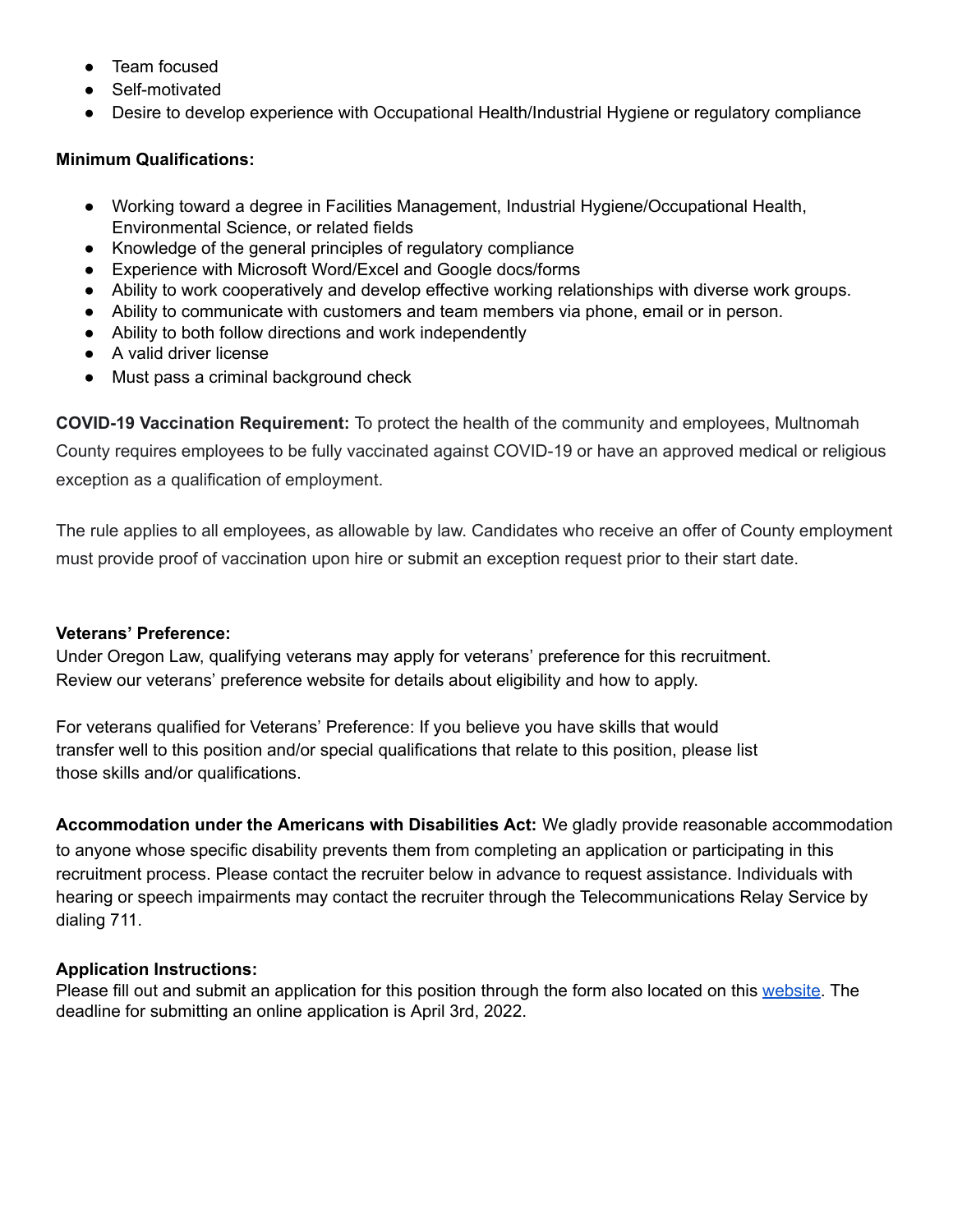- Team focused
- Self-motivated
- Desire to develop experience with Occupational Health/Industrial Hygiene or regulatory compliance

**Minimum Qualifications:**

- Working toward a degree in Facilities Management, Industrial Hygiene/Occupational Health, Environmental Science, or related fields
- Knowledge of the general principles of regulatory compliance
- Experience with Microsoft Word/Excel and Google docs/forms
- Ability to work cooperatively and develop effective working relationships with diverse work groups.
- Ability to communicate with customers and team members via phone, email or in person.
- Ability to both follow directions and work independently
- A valid driver license
- Must pass a criminal background check

**COVID-19 Vaccination Requirement:** To protect the health of the community and employees, Multnomah County requires employees to be fully vaccinated against COVID-19 or have an approved medical or religious exception as a qualification of employment.

The rule applies to all employees, as allowable by law. Candidates who receive an offer of County employment must provide proof of vaccination upon hire or submit an exception request prior to their start date.

**Veterans' Preference:**
Under Oregon Law, qualifying veterans may apply for veterans' preference for this recruitment. Review our veterans' preference website for details about eligibility and how to apply.

For veterans qualified for Veterans' Preference: If you believe you have skills that would transfer well to this position and/or special qualifications that relate to this position, please list those skills and/or qualifications.

**Accommodation under the Americans with Disabilities Act:** We gladly provide reasonable accommodation to anyone whose specific disability prevents them from completing an application or participating in this recruitment process. Please contact the recruiter below in advance to request assistance. Individuals with hearing or speech impairments may contact the recruiter through the Telecommunications Relay Service by dialing 711.

**Application Instructions:**
Please fill out and submit an application for this position through the form also located on this website. The deadline for submitting an online application is April 3rd, 2022.